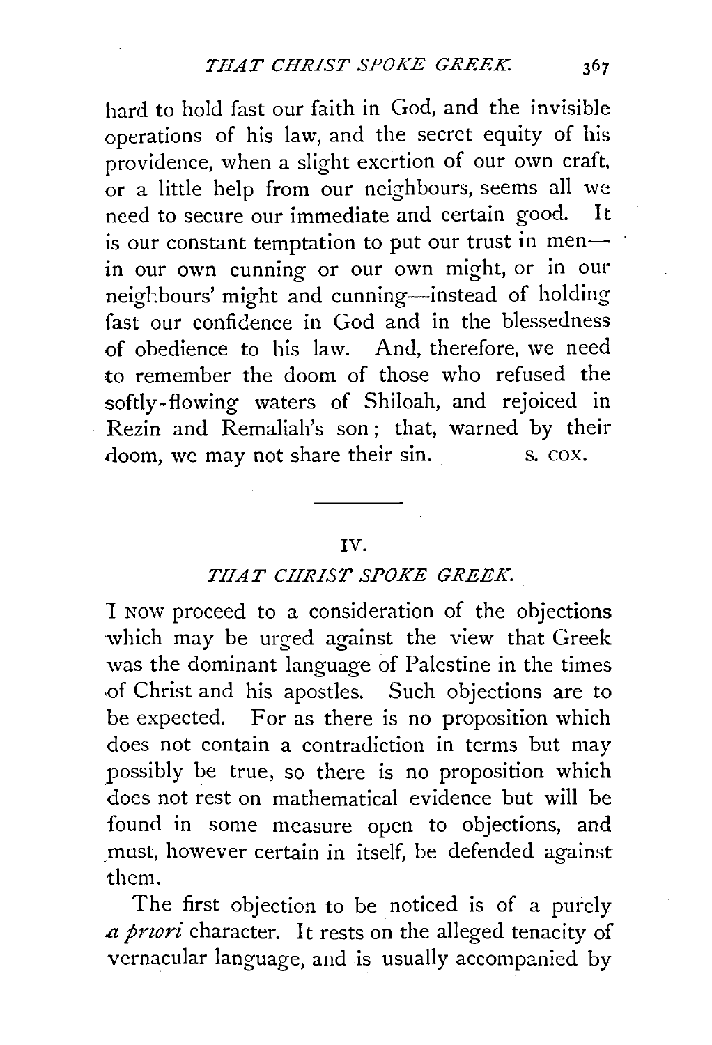hard to hold fast our faith in God, and the invisible operations of his law, and the secret equity of his providence, when a slight exertion of our own craft, or a little help from our neighbours, seems all we need to secure our immediate and certain good. It is our constant temptation to put our trust in men—in our own cunning or our own might, or in our neighbours' might and cunning—instead of holding fast our confidence in God and in the blessedness of obedience to his law. And, therefore, we need to remember the doom of those who refused the softly-flowing waters of Shiloah, and rejoiced in Rezin and Remaliah's son; that, warned by their doom, we may not share their sin.

S. COX.

---

## IV.

## *THAT CHRIST SPOKE GREEK.*

I NOW proceed to a consideration of the objections which may be urged against the view that Greek was the dominant language of Palestine in the times of Christ and his apostles. Such objections are to be expected. For as there is no proposition which does not contain a contradiction in terms but may possibly be true, so there is no proposition which does not rest on mathematical evidence but will be found in some measure open to objections, and must, however certain in itself, be defended against them.

The first objection to be noticed is of a purely *a priori* character. It rests on the alleged tenacity of vernacular language, and is usually accompanied by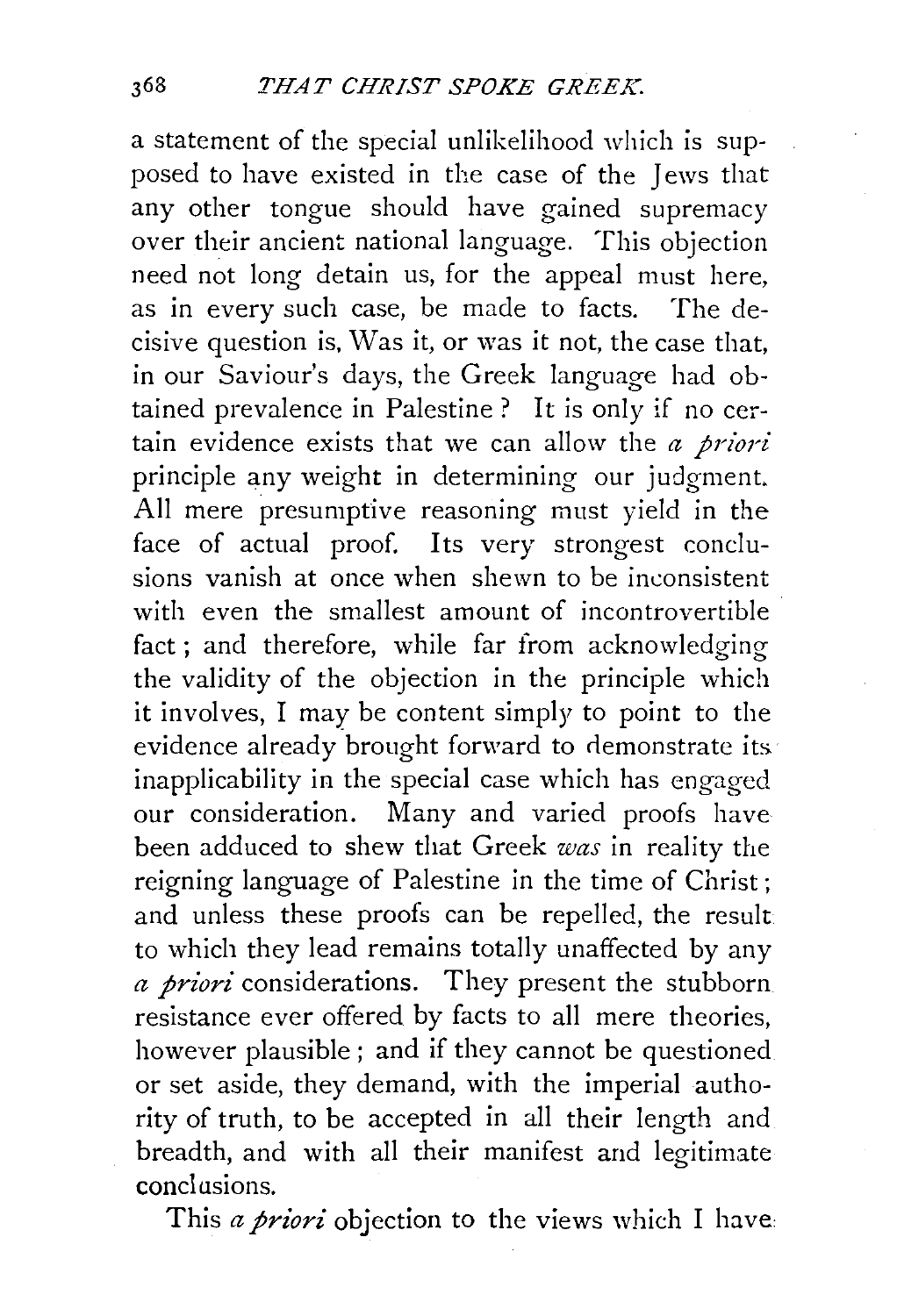a statement of the special unlikelihood which is supposed to have existed in the case of the Jews that any other tongue should have gained supremacy over their ancient national language. This objection need not long detain us, for the appeal must here, as in every such case, be made to facts. The decisive question is, Was it, or was it not, the case that, in our Saviour's days, the Greek language had obtained prevalence in Palestine? It is only if no certain evidence exists that we can allow the *a priori* principle any weight in determining our judgment. All mere presumptive reasoning must yield in the face of actual proof. Its very strongest conclusions vanish at once when shewn to be inconsistent with even the smallest amount of incontrovertible fact; and therefore, while far from acknowledging the validity of the objection in the principle which it involves, I may be content simply to point to the evidence already brought forward to demonstrate its inapplicability in the special case which has engaged our consideration. Many and varied proofs have been adduced to shew that Greek *was* in reality the reigning language of Palestine in the time of Christ; and unless these proofs can be repelled, the result to which they lead remains totally unaffected by any *a priori* considerations. They present the stubborn resistance ever offered by facts to all mere theories, however plausible; and if they cannot be questioned or set aside, they demand, with the imperial authority of truth, to be accepted in all their length and breadth, and with all their manifest and legitimate conclusions.

This *a priori* objection to the views which I have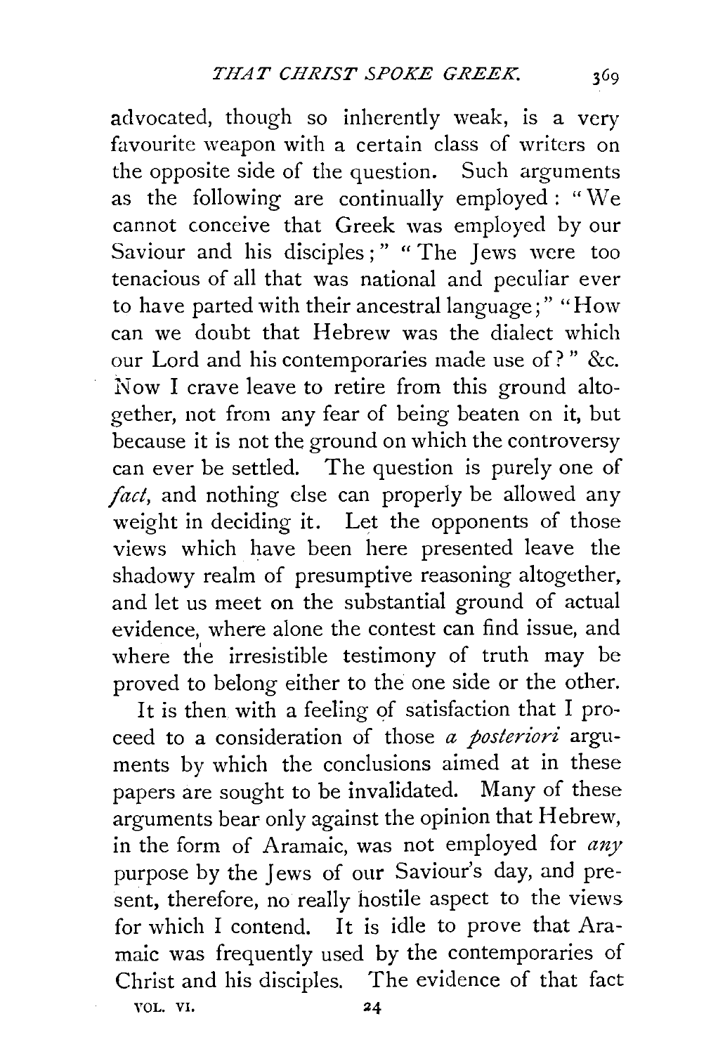advocated, though so inherently weak, is a very favourite weapon with a certain class of writers on the opposite side of the question. Such arguments as the following are continually employed: "We cannot conceive that Greek was employed by our Saviour and his disciples;" "The Jews were too tenacious of all that was national and peculiar ever to have parted with their ancestral language;" "How can we doubt that Hebrew was the dialect which our Lord and his contemporaries made use of?" &c. Now I crave leave to retire from this ground altogether, not from any fear of being beaten on it, but because it is not the ground on which the controversy can ever be settled. The question is purely one of *fact*, and nothing else can properly be allowed any weight in deciding it. Let the opponents of those views which have been here presented leave the shadowy realm of presumptive reasoning altogether, and let us meet on the substantial ground of actual evidence, where alone the contest can find issue, and where the irresistible testimony of truth may be proved to belong either to the one side or the other.

It is then with a feeling of satisfaction that I proceed to a consideration of those *a posteriori* arguments by which the conclusions aimed at in these papers are sought to be invalidated. Many of these arguments bear only against the opinion that Hebrew, in the form of Aramaic, was not employed for *any* purpose by the Jews of our Saviour's day, and present, therefore, no really hostile aspect to the views for which I contend. It is idle to prove that Aramaic was frequently used by the contemporaries of Christ and his disciples. The evidence of that fact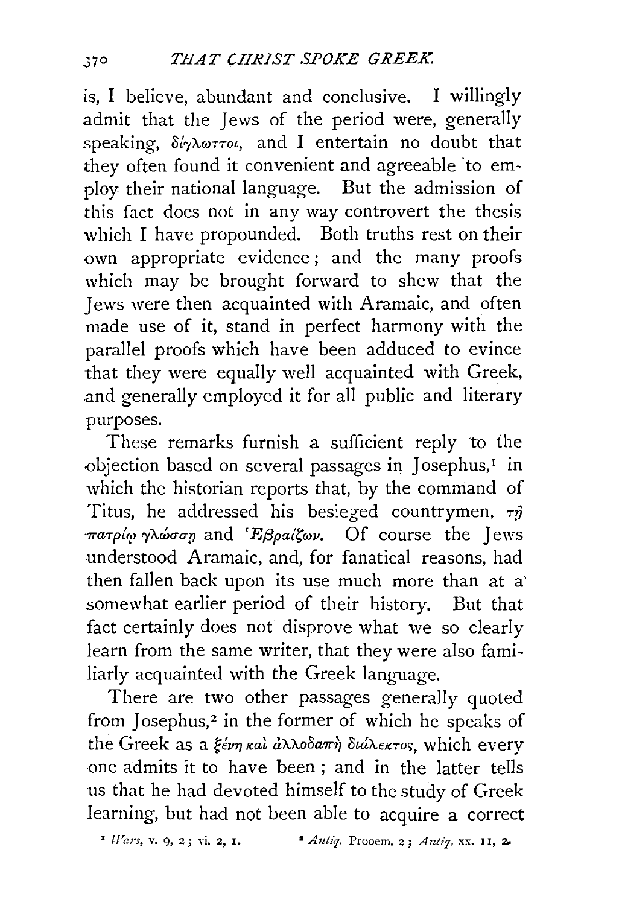is, I believe, abundant and conclusive. I willingly admit that the Jews of the period were, generally speaking, δίγλωττοι, and I entertain no doubt that they often found it convenient and agreeable to employ their national language. But the admission of this fact does not in any way controvert the thesis which I have propounded. Both truths rest on their own appropriate evidence; and the many proofs which may be brought forward to shew that the Jews were then acquainted with Aramaic, and often made use of it, stand in perfect harmony with the parallel proofs which have been adduced to evince that they were equally well acquainted with Greek, and generally employed it for all public and literary purposes.

These remarks furnish a sufficient reply to the objection based on several passages in Josephus,[1] in which the historian reports that, by the command of Titus, he addressed his besieged countrymen, τῇ πατρίῳ γλώσσῃ and Ἑβραΐζων. Of course the Jews understood Aramaic, and, for fanatical reasons, had then fallen back upon its use much more than at a somewhat earlier period of their history. But that fact certainly does not disprove what we so clearly learn from the same writer, that they were also familiarly acquainted with the Greek language.

There are two other passages generally quoted from Josephus,[2] in the former of which he speaks of the Greek as a ξένη καὶ ἀλλοδαπὴ διάλεκτος, which every one admits it to have been; and in the latter tells us that he had devoted himself to the study of Greek learning, but had not been able to acquire a correct

[1] *Wars*, v. 9, 2; vi. 2, 1.  [2] *Antiq.* Prooem. 2; *Antiq.* xx. 11, 2.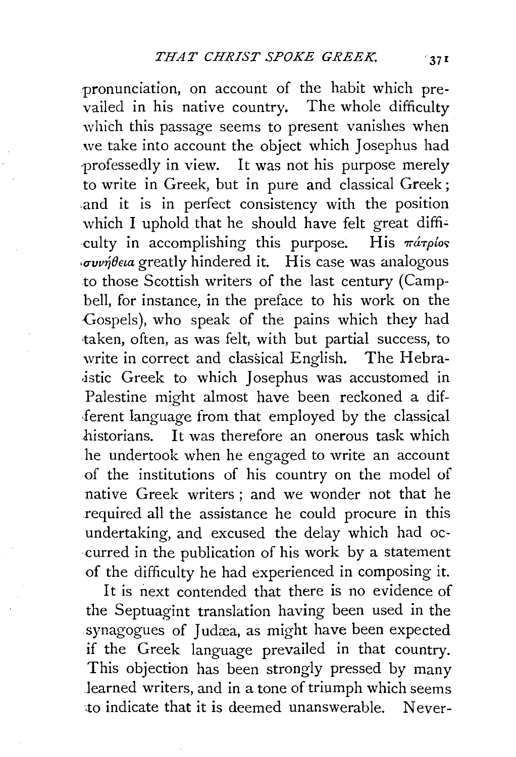pronunciation, on account of the habit which prevailed in his native country. The whole difficulty which this passage seems to present vanishes when we take into account the object which Josephus had professedly in view. It was not his purpose merely to write in Greek, but in pure and classical Greek; and it is in perfect consistency with the position which I uphold that he should have felt great difficulty in accomplishing this purpose. His πάτριος συνήθεια greatly hindered it. His case was analogous to those Scottish writers of the last century (Campbell, for instance, in the preface to his work on the Gospels), who speak of the pains which they had taken, often, as was felt, with but partial success, to write in correct and classical English. The Hebraistic Greek to which Josephus was accustomed in Palestine might almost have been reckoned a different language from that employed by the classical historians. It was therefore an onerous task which he undertook when he engaged to write an account of the institutions of his country on the model of native Greek writers; and we wonder not that he required all the assistance he could procure in this undertaking, and excused the delay which had occurred in the publication of his work by a statement of the difficulty he had experienced in composing it.

It is next contended that there is no evidence of the Septuagint translation having been used in the synagogues of Judæa, as might have been expected if the Greek language prevailed in that country. This objection has been strongly pressed by many learned writers, and in a tone of triumph which seems to indicate that it is deemed unanswerable. Never-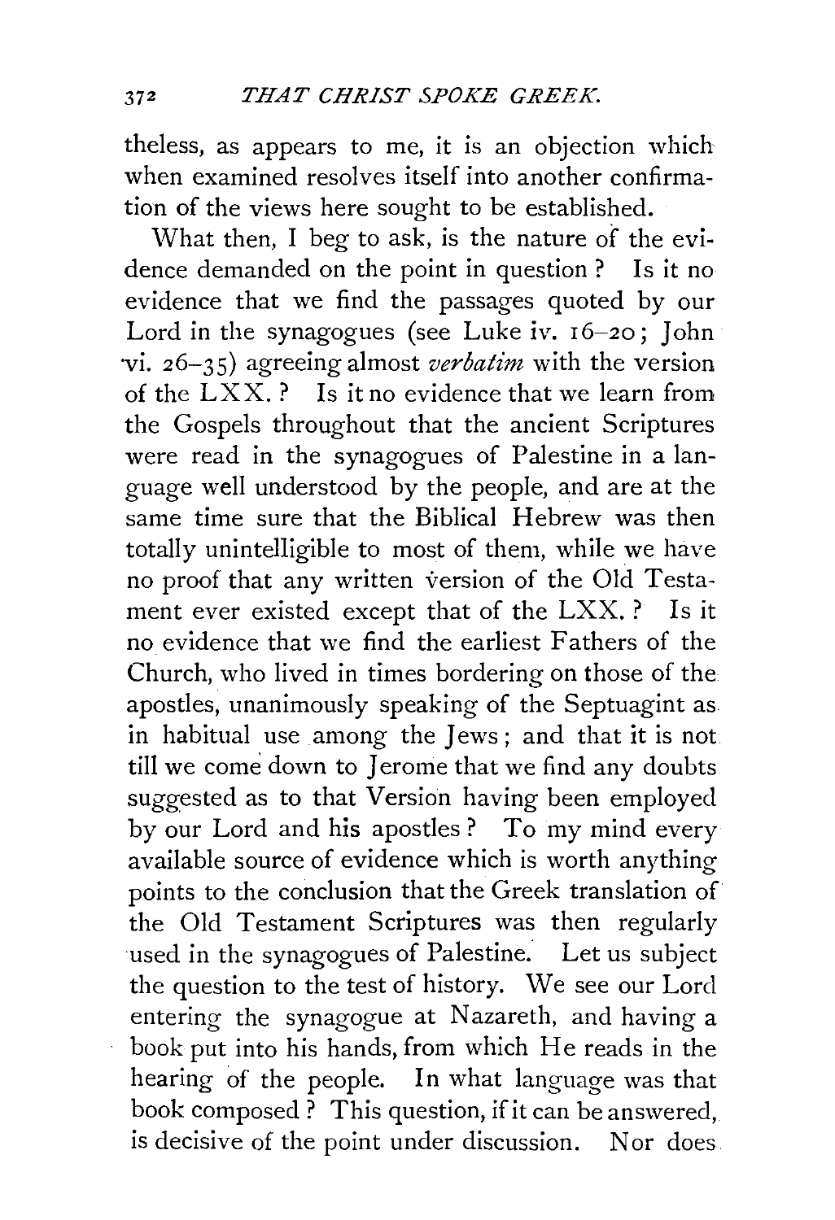theless, as appears to me, it is an objection which when examined resolves itself into another confirmation of the views here sought to be established.

What then, I beg to ask, is the nature of the evidence demanded on the point in question? Is it no evidence that we find the passages quoted by our Lord in the synagogues (see Luke iv. 16–20; John vi. 26–35) agreeing almost *verbatim* with the version of the LXX.? Is it no evidence that we learn from the Gospels throughout that the ancient Scriptures were read in the synagogues of Palestine in a language well understood by the people, and are at the same time sure that the Biblical Hebrew was then totally unintelligible to most of them, while we have no proof that any written version of the Old Testament ever existed except that of the LXX.? Is it no evidence that we find the earliest Fathers of the Church, who lived in times bordering on those of the apostles, unanimously speaking of the Septuagint as in habitual use among the Jews; and that it is not till we come down to Jerome that we find any doubts suggested as to that Version having been employed by our Lord and his apostles? To my mind every available source of evidence which is worth anything points to the conclusion that the Greek translation of the Old Testament Scriptures was then regularly used in the synagogues of Palestine. Let us subject the question to the test of history. We see our Lord entering the synagogue at Nazareth, and having a book put into his hands, from which He reads in the hearing of the people. In what language was that book composed? This question, if it can be answered, is decisive of the point under discussion. Nor does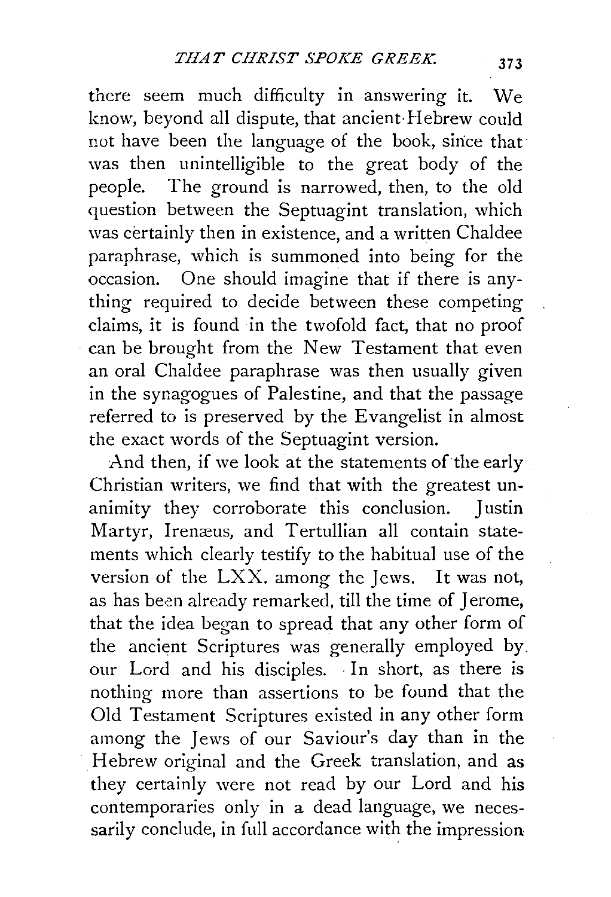there seem much difficulty in answering it. We know, beyond all dispute, that ancient Hebrew could not have been the language of the book, since that was then unintelligible to the great body of the people. The ground is narrowed, then, to the old question between the Septuagint translation, which was certainly then in existence, and a written Chaldee paraphrase, which is summoned into being for the occasion. One should imagine that if there is anything required to decide between these competing claims, it is found in the twofold fact, that no proof can be brought from the New Testament that even an oral Chaldee paraphrase was then usually given in the synagogues of Palestine, and that the passage referred to is preserved by the Evangelist in almost the exact words of the Septuagint version.

And then, if we look at the statements of the early Christian writers, we find that with the greatest unanimity they corroborate this conclusion. Justin Martyr, Irenæus, and Tertullian all contain statements which clearly testify to the habitual use of the version of the LXX. among the Jews. It was not, as has been already remarked, till the time of Jerome, that the idea began to spread that any other form of the ancient Scriptures was generally employed by our Lord and his disciples. In short, as there is nothing more than assertions to be found that the Old Testament Scriptures existed in any other form among the Jews of our Saviour's day than in the Hebrew original and the Greek translation, and as they certainly were not read by our Lord and his contemporaries only in a dead language, we necessarily conclude, in full accordance with the impression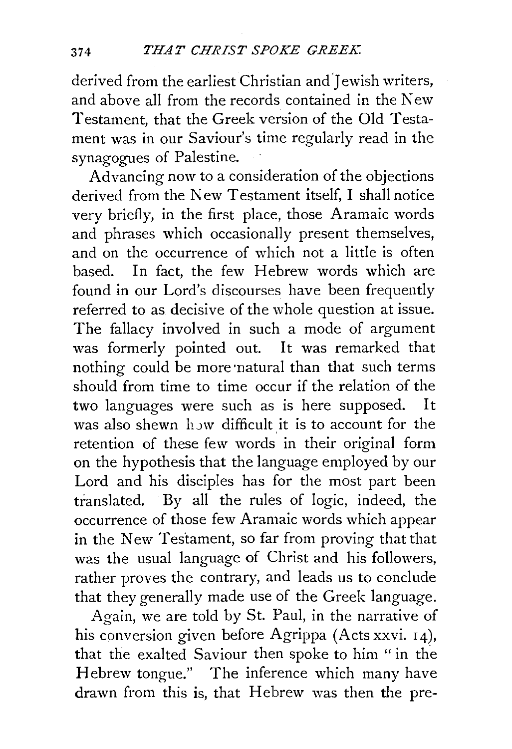derived from the earliest Christian and Jewish writers, and above all from the records contained in the New Testament, that the Greek version of the Old Testament was in our Saviour's time regularly read in the synagogues of Palestine.

Advancing now to a consideration of the objections derived from the New Testament itself, I shall notice very briefly, in the first place, those Aramaic words and phrases which occasionally present themselves, and on the occurrence of which not a little is often based. In fact, the few Hebrew words which are found in our Lord's discourses have been frequently referred to as decisive of the whole question at issue. The fallacy involved in such a mode of argument was formerly pointed out. It was remarked that nothing could be more natural than that such terms should from time to time occur if the relation of the two languages were such as is here supposed. It was also shewn how difficult it is to account for the retention of these few words in their original form on the hypothesis that the language employed by our Lord and his disciples has for the most part been translated. By all the rules of logic, indeed, the occurrence of those few Aramaic words which appear in the New Testament, so far from proving that that was the usual language of Christ and his followers, rather proves the contrary, and leads us to conclude that they generally made use of the Greek language.

Again, we are told by St. Paul, in the narrative of his conversion given before Agrippa (Acts xxvi. 14), that the exalted Saviour then spoke to him "in the Hebrew tongue." The inference which many have drawn from this is, that Hebrew was then the pre-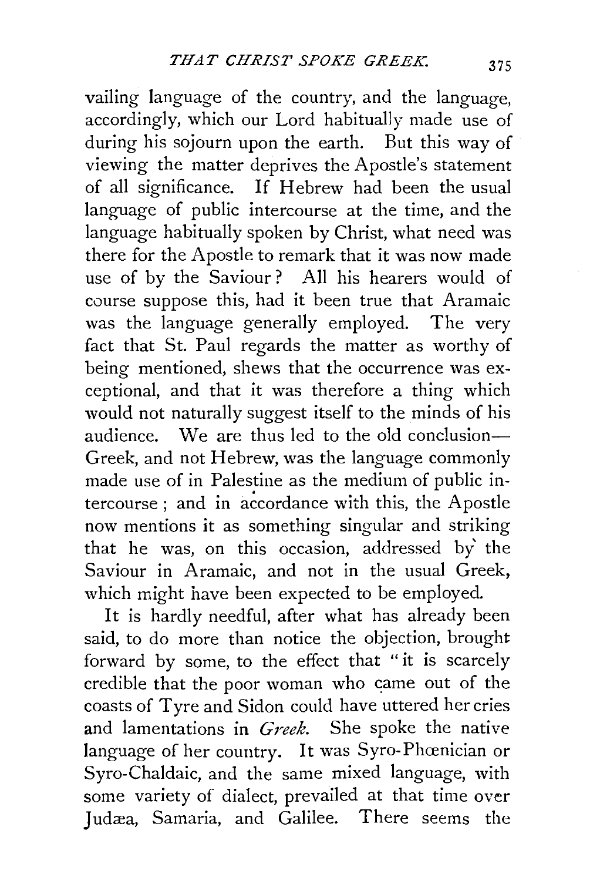vailing language of the country, and the language, accordingly, which our Lord habitually made use of during his sojourn upon the earth. But this way of viewing the matter deprives the Apostle's statement of all significance. If Hebrew had been the usual language of public intercourse at the time, and the language habitually spoken by Christ, what need was there for the Apostle to remark that it was now made use of by the Saviour? All his hearers would of course suppose this, had it been true that Aramaic was the language generally employed. The very fact that St. Paul regards the matter as worthy of being mentioned, shews that the occurrence was exceptional, and that it was therefore a thing which would not naturally suggest itself to the minds of his audience. We are thus led to the old conclusion—Greek, and not Hebrew, was the language commonly made use of in Palestine as the medium of public intercourse; and in accordance with this, the Apostle now mentions it as something singular and striking that he was, on this occasion, addressed by the Saviour in Aramaic, and not in the usual Greek, which might have been expected to be employed.

It is hardly needful, after what has already been said, to do more than notice the objection, brought forward by some, to the effect that "it is scarcely credible that the poor woman who came out of the coasts of Tyre and Sidon could have uttered her cries and lamentations in *Greek*. She spoke the native language of her country. It was Syro-Phœnician or Syro-Chaldaic, and the same mixed language, with some variety of dialect, prevailed at that time over Judæa, Samaria, and Galilee. There seems the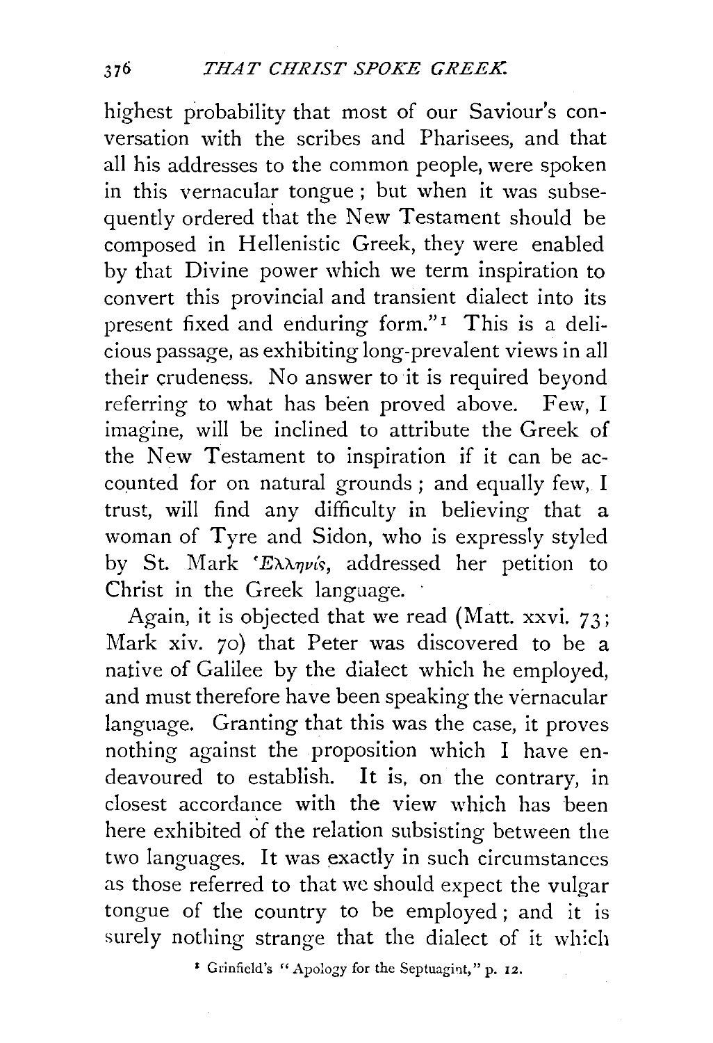highest probability that most of our Saviour's conversation with the scribes and Pharisees, and that all his addresses to the common people, were spoken in this vernacular tongue; but when it was subsequently ordered that the New Testament should be composed in Hellenistic Greek, they were enabled by that Divine power which we term inspiration to convert this provincial and transient dialect into its present fixed and enduring form."[1] This is a delicious passage, as exhibiting long-prevalent views in all their crudeness. No answer to it is required beyond referring to what has been proved above. Few, I imagine, will be inclined to attribute the Greek of the New Testament to inspiration if it can be accounted for on natural grounds; and equally few, I trust, will find any difficulty in believing that a woman of Tyre and Sidon, who is expressly styled by St. Mark Ἑλληνίς, addressed her petition to Christ in the Greek language.

Again, it is objected that we read (Matt. xxvi. 73; Mark xiv. 70) that Peter was discovered to be a native of Galilee by the dialect which he employed, and must therefore have been speaking the vernacular language. Granting that this was the case, it proves nothing against the proposition which I have endeavoured to establish. It is, on the contrary, in closest accordance with the view which has been here exhibited of the relation subsisting between the two languages. It was exactly in such circumstances as those referred to that we should expect the vulgar tongue of the country to be employed; and it is surely nothing strange that the dialect of it which

[1] Grinfield's "Apology for the Septuagint," p. 12.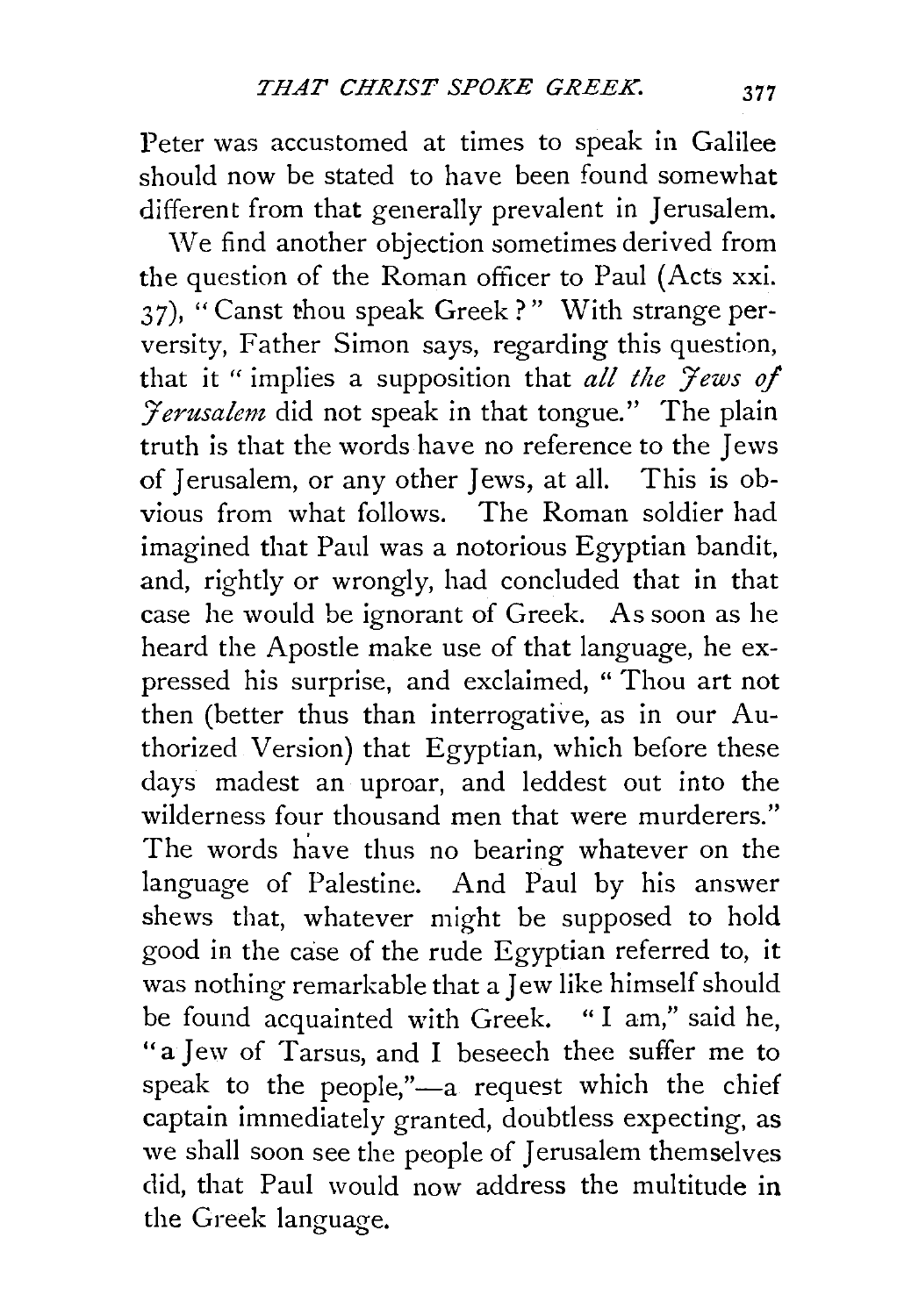Peter was accustomed at times to speak in Galilee should now be stated to have been found somewhat different from that generally prevalent in Jerusalem.

We find another objection sometimes derived from the question of the Roman officer to Paul (Acts xxi. 37), "Canst thou speak Greek?" With strange perversity, Father Simon says, regarding this question, that it "implies a supposition that *all the Jews of Jerusalem* did not speak in that tongue." The plain truth is that the words have no reference to the Jews of Jerusalem, or any other Jews, at all. This is obvious from what follows. The Roman soldier had imagined that Paul was a notorious Egyptian bandit, and, rightly or wrongly, had concluded that in that case he would be ignorant of Greek. As soon as he heard the Apostle make use of that language, he expressed his surprise, and exclaimed, "Thou art not then (better thus than interrogative, as in our Authorized Version) that Egyptian, which before these days madest an uproar, and leddest out into the wilderness four thousand men that were murderers." The words have thus no bearing whatever on the language of Palestine. And Paul by his answer shews that, whatever might be supposed to hold good in the case of the rude Egyptian referred to, it was nothing remarkable that a Jew like himself should be found acquainted with Greek. "I am," said he, "a Jew of Tarsus, and I beseech thee suffer me to speak to the people,"—a request which the chief captain immediately granted, doubtless expecting, as we shall soon see the people of Jerusalem themselves did, that Paul would now address the multitude in the Greek language.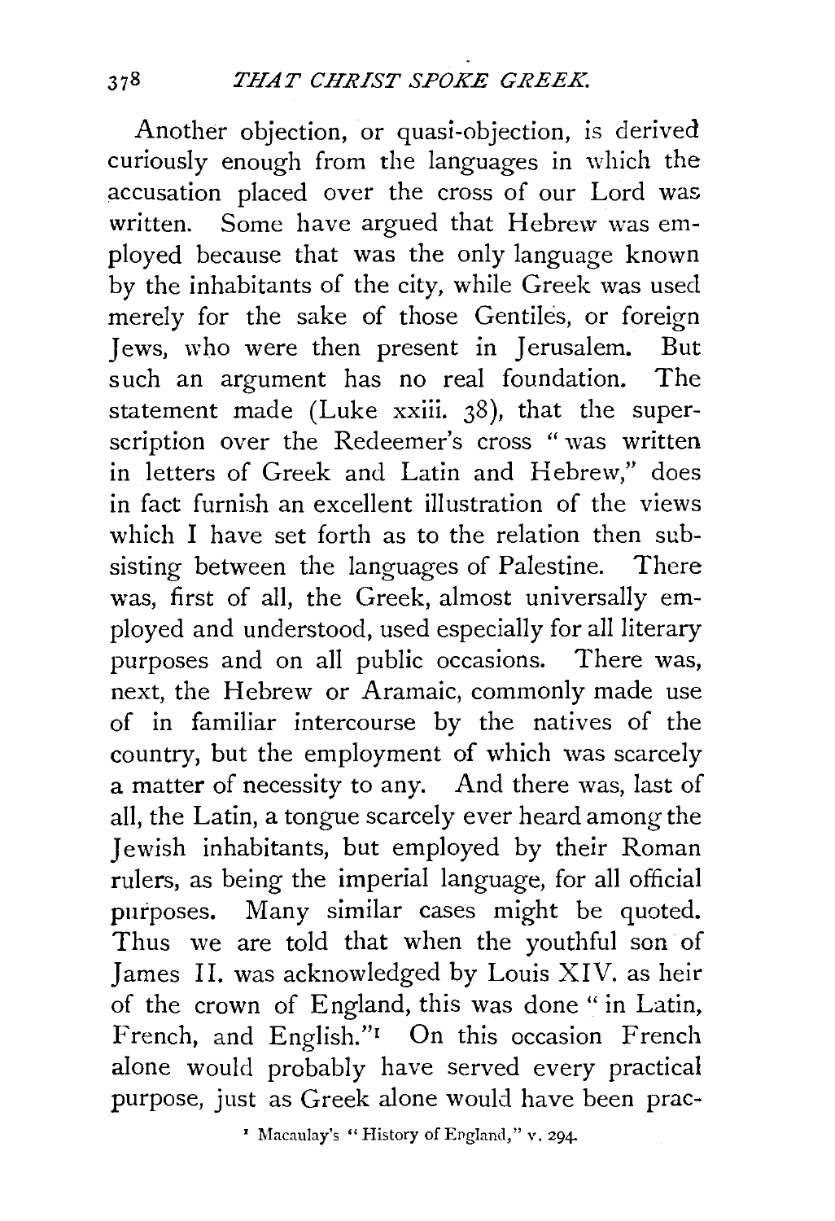Another objection, or quasi-objection, is derived curiously enough from the languages in which the accusation placed over the cross of our Lord was written. Some have argued that Hebrew was employed because that was the only language known by the inhabitants of the city, while Greek was used merely for the sake of those Gentiles, or foreign Jews, who were then present in Jerusalem. But such an argument has no real foundation. The statement made (Luke xxiii. 38), that the superscription over the Redeemer's cross "was written in letters of Greek and Latin and Hebrew," does in fact furnish an excellent illustration of the views which I have set forth as to the relation then subsisting between the languages of Palestine. There was, first of all, the Greek, almost universally employed and understood, used especially for all literary purposes and on all public occasions. There was, next, the Hebrew or Aramaic, commonly made use of in familiar intercourse by the natives of the country, but the employment of which was scarcely a matter of necessity to any. And there was, last of all, the Latin, a tongue scarcely ever heard among the Jewish inhabitants, but employed by their Roman rulers, as being the imperial language, for all official purposes. Many similar cases might be quoted. Thus we are told that when the youthful son of James II. was acknowledged by Louis XIV. as heir of the crown of England, this was done "in Latin, French, and English."[1] On this occasion French alone would probably have served every practical purpose, just as Greek alone would have been prac-

[1] Macaulay's "History of England," v. 294.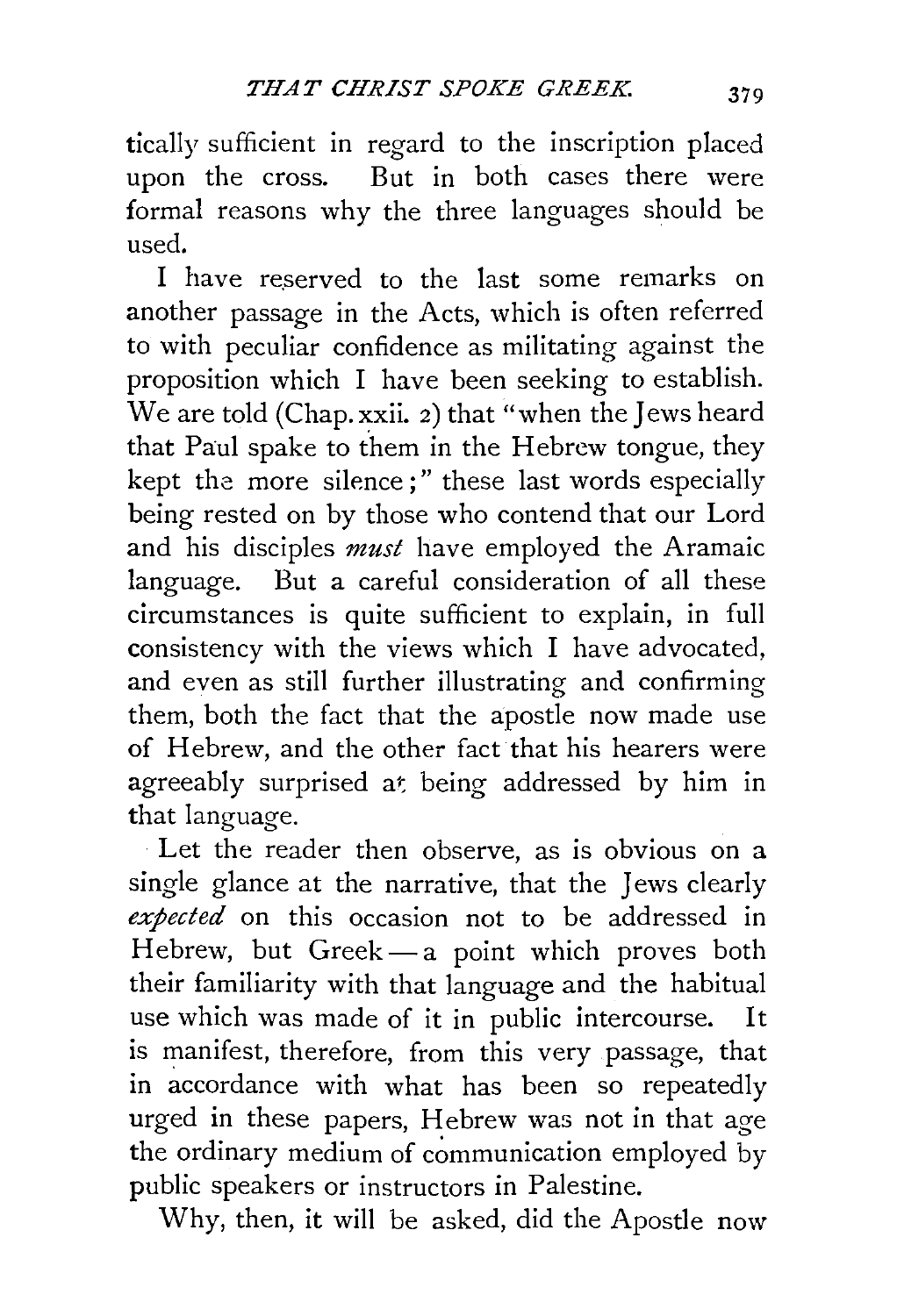tically sufficient in regard to the inscription placed upon the cross. But in both cases there were formal reasons why the three languages should be used.

I have reserved to the last some remarks on another passage in the Acts, which is often referred to with peculiar confidence as militating against the proposition which I have been seeking to establish. We are told (Chap. xxii. 2) that "when the Jews heard that Paul spake to them in the Hebrew tongue, they kept the more silence;" these last words especially being rested on by those who contend that our Lord and his disciples *must* have employed the Aramaic language. But a careful consideration of all these circumstances is quite sufficient to explain, in full consistency with the views which I have advocated, and even as still further illustrating and confirming them, both the fact that the apostle now made use of Hebrew, and the other fact that his hearers were agreeably surprised at being addressed by him in that language.

Let the reader then observe, as is obvious on a single glance at the narrative, that the Jews clearly *expected* on this occasion not to be addressed in Hebrew, but Greek — a point which proves both their familiarity with that language and the habitual use which was made of it in public intercourse. It is manifest, therefore, from this very passage, that in accordance with what has been so repeatedly urged in these papers, Hebrew was not in that age the ordinary medium of communication employed by public speakers or instructors in Palestine.

Why, then, it will be asked, did the Apostle now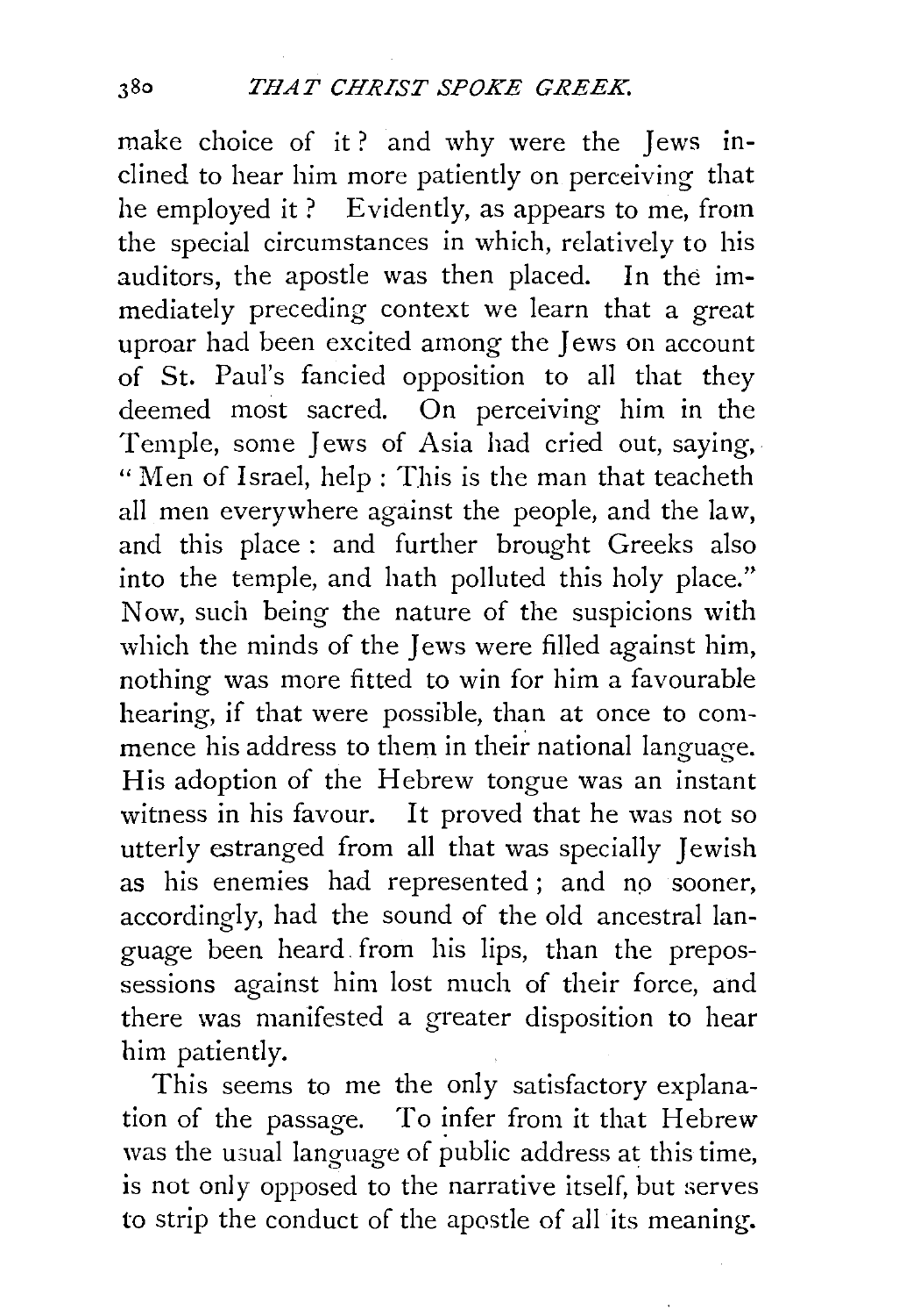make choice of it? and why were the Jews inclined to hear him more patiently on perceiving that he employed it? Evidently, as appears to me, from the special circumstances in which, relatively to his auditors, the apostle was then placed. In the immediately preceding context we learn that a great uproar had been excited among the Jews on account of St. Paul's fancied opposition to all that they deemed most sacred. On perceiving him in the Temple, some Jews of Asia had cried out, saying, "Men of Israel, help: This is the man that teacheth all men everywhere against the people, and the law, and this place: and further brought Greeks also into the temple, and hath polluted this holy place." Now, such being the nature of the suspicions with which the minds of the Jews were filled against him, nothing was more fitted to win for him a favourable hearing, if that were possible, than at once to commence his address to them in their national language. His adoption of the Hebrew tongue was an instant witness in his favour. It proved that he was not so utterly estranged from all that was specially Jewish as his enemies had represented; and no sooner, accordingly, had the sound of the old ancestral language been heard from his lips, than the prepossessions against him lost much of their force, and there was manifested a greater disposition to hear him patiently.

This seems to me the only satisfactory explanation of the passage. To infer from it that Hebrew was the usual language of public address at this time, is not only opposed to the narrative itself, but serves to strip the conduct of the apostle of all its meaning.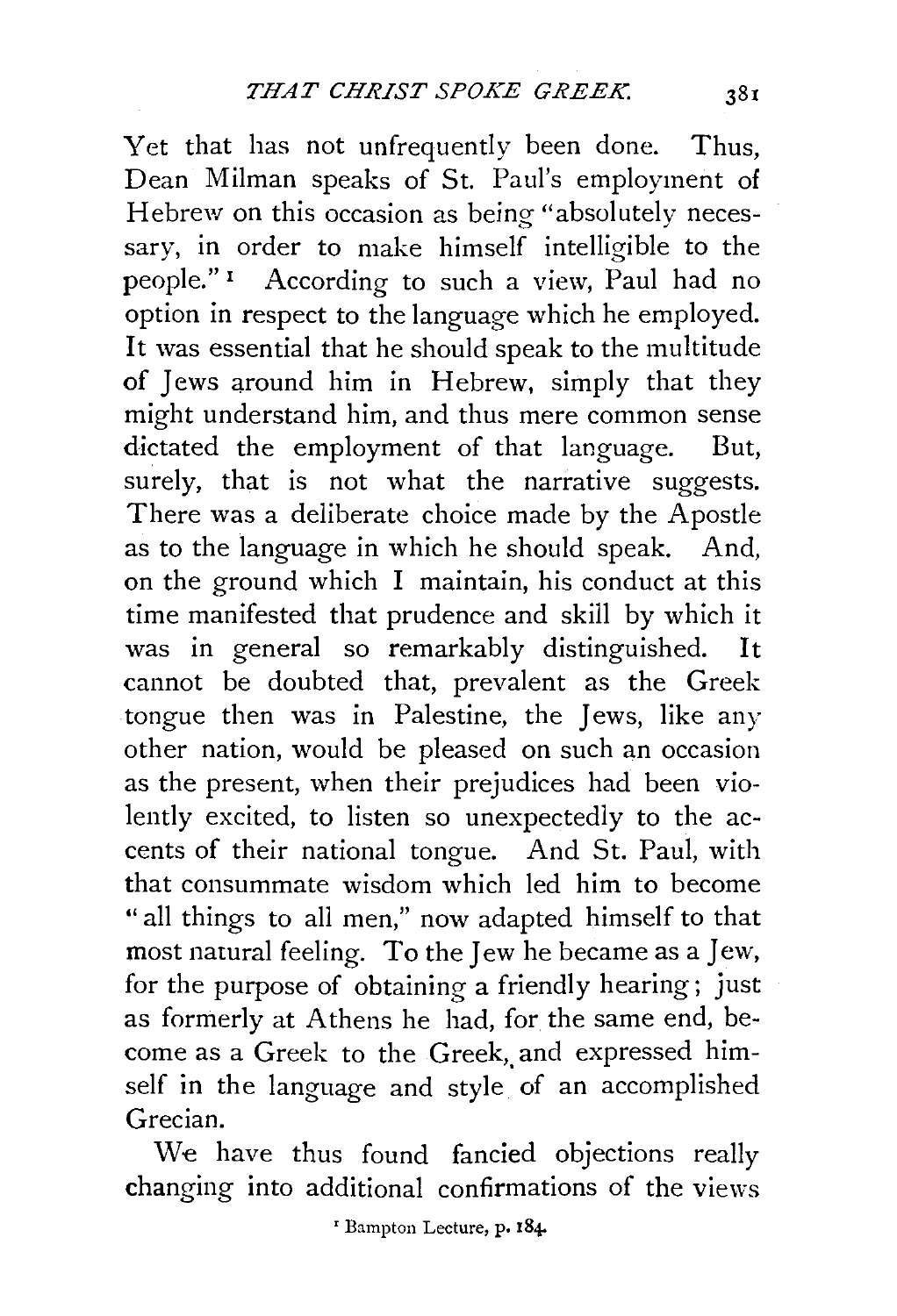Yet that has not unfrequently been done. Thus, Dean Milman speaks of St. Paul's employment of Hebrew on this occasion as being "absolutely necessary, in order to make himself intelligible to the people."[1] According to such a view, Paul had no option in respect to the language which he employed. It was essential that he should speak to the multitude of Jews around him in Hebrew, simply that they might understand him, and thus mere common sense dictated the employment of that language. But, surely, that is not what the narrative suggests. There was a deliberate choice made by the Apostle as to the language in which he should speak. And, on the ground which I maintain, his conduct at this time manifested that prudence and skill by which it was in general so remarkably distinguished. It cannot be doubted that, prevalent as the Greek tongue then was in Palestine, the Jews, like any other nation, would be pleased on such an occasion as the present, when their prejudices had been violently excited, to listen so unexpectedly to the accents of their national tongue. And St. Paul, with that consummate wisdom which led him to become "all things to all men," now adapted himself to that most natural feeling. To the Jew he became as a Jew, for the purpose of obtaining a friendly hearing; just as formerly at Athens he had, for the same end, become as a Greek to the Greek, and expressed himself in the language and style of an accomplished Grecian.

We have thus found fancied objections really changing into additional confirmations of the views

[1] Bampton Lecture, p. 184.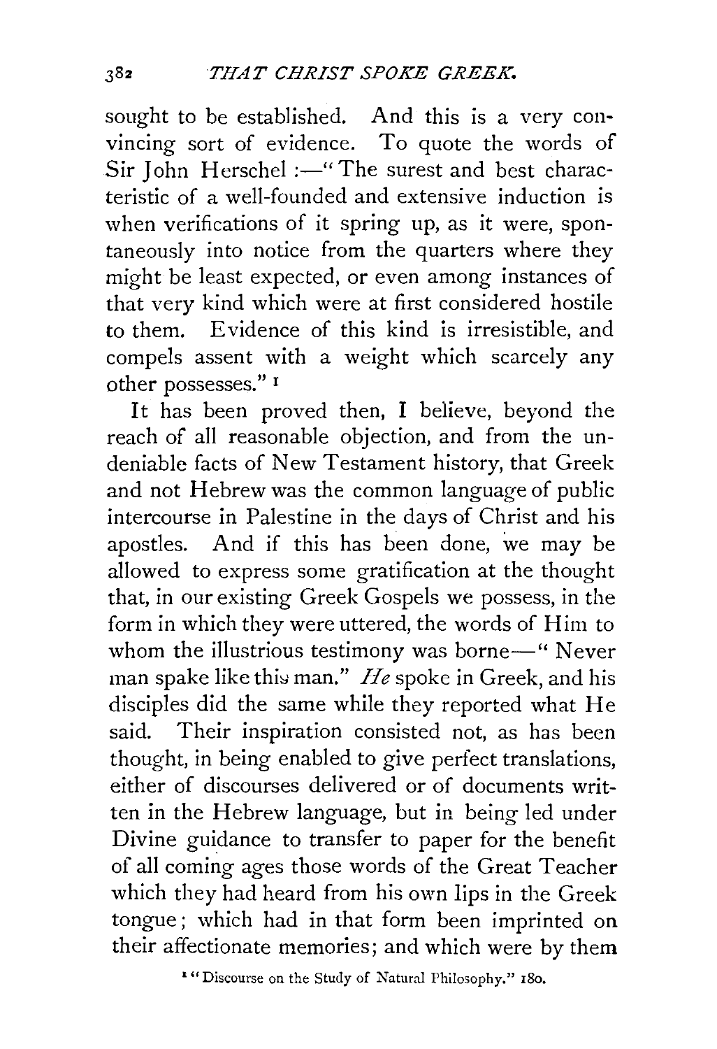sought to be established. And this is a very convincing sort of evidence. To quote the words of Sir John Herschel :—"The surest and best characteristic of a well-founded and extensive induction is when verifications of it spring up, as it were, spontaneously into notice from the quarters where they might be least expected, or even among instances of that very kind which were at first considered hostile to them. Evidence of this kind is irresistible, and compels assent with a weight which scarcely any other possesses." [1]

It has been proved then, I believe, beyond the reach of all reasonable objection, and from the undeniable facts of New Testament history, that Greek and not Hebrew was the common language of public intercourse in Palestine in the days of Christ and his apostles. And if this has been done, we may be allowed to express some gratification at the thought that, in our existing Greek Gospels we possess, in the form in which they were uttered, the words of Him to whom the illustrious testimony was borne—" Never man spake like this man." *He* spoke in Greek, and his disciples did the same while they reported what He said. Their inspiration consisted not, as has been thought, in being enabled to give perfect translations, either of discourses delivered or of documents written in the Hebrew language, but in being led under Divine guidance to transfer to paper for the benefit of all coming ages those words of the Great Teacher which they had heard from his own lips in the Greek tongue; which had in that form been imprinted on their affectionate memories; and which were by them

[1] "Discourse on the Study of Natural Philosophy." 180.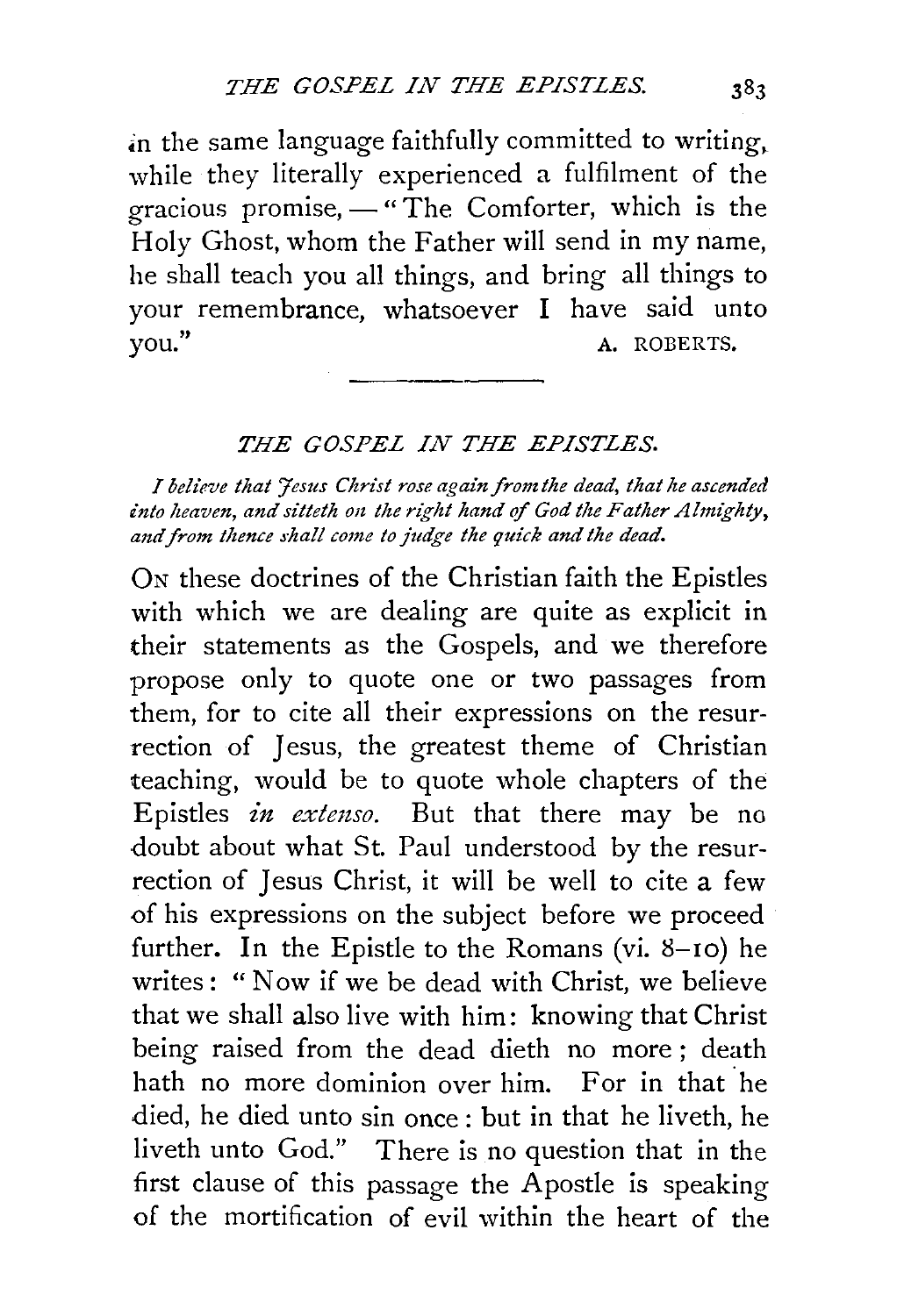in the same language faithfully committed to writing, while they literally experienced a fulfilment of the gracious promise, — "The Comforter, which is the Holy Ghost, whom the Father will send in my name, he shall teach you all things, and bring all things to your remembrance, whatsoever I have said unto you."

A. ROBERTS.

---

## *THE GOSPEL IN THE EPISTLES.*

*I believe that Jesus Christ rose again from the dead, that he ascended into heaven, and sitteth on the right hand of God the Father Almighty, and from thence shall come to judge the quick and the dead.*

On these doctrines of the Christian faith the Epistles with which we are dealing are quite as explicit in their statements as the Gospels, and we therefore propose only to quote one or two passages from them, for to cite all their expressions on the resurrection of Jesus, the greatest theme of Christian teaching, would be to quote whole chapters of the Epistles *in extenso.* But that there may be no doubt about what St. Paul understood by the resurrection of Jesus Christ, it will be well to cite a few of his expressions on the subject before we proceed further. In the Epistle to the Romans (vi. 8–10) he writes: "Now if we be dead with Christ, we believe that we shall also live with him: knowing that Christ being raised from the dead dieth no more; death hath no more dominion over him. For in that he died, he died unto sin once: but in that he liveth, he liveth unto God." There is no question that in the first clause of this passage the Apostle is speaking of the mortification of evil within the heart of the